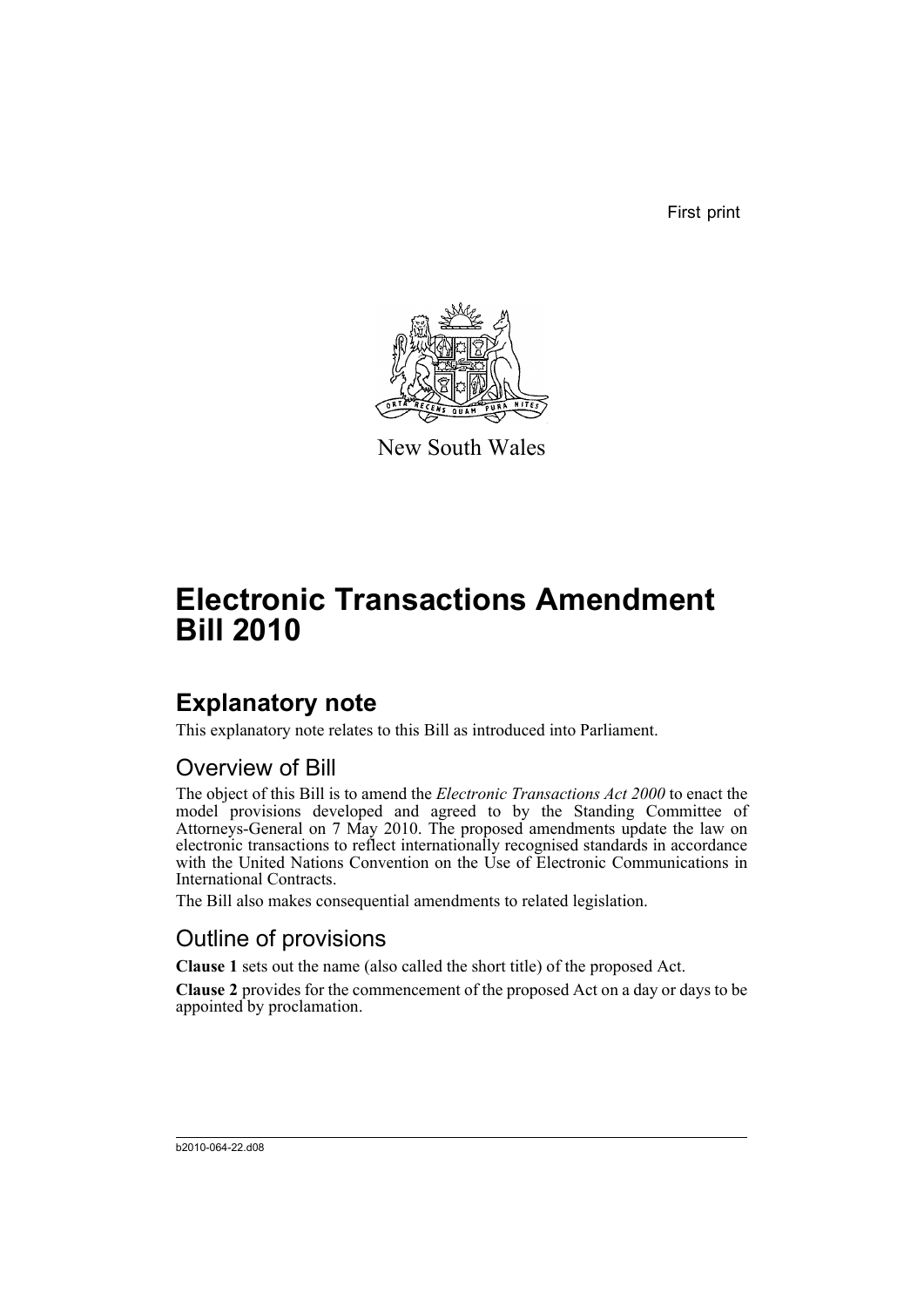First print

New South Wales

# Electronic Transactions Amendment Bill 2010

## Explanatory note

This explanatory note relates to this Bill as introduced into Parliament.

### Overview of Bill

The object of this Bill is to amend the *Electronic Transactions Act 2000* to enact the model provisions developed and agreed to by the Standing Committee of Attorneys-General on 7 May 2010. The proposed amendments update the law on electronic transactions to reflect internationally recognised standards in accordance with the United Nations Convention on the Use of Electronic Communications in International Contracts.

The Bill also makes consequential amendments to related legislation.

### Outline of provisions

**Clause 1** sets out the name (also called the short title) of the proposed Act.

**Clause 2** provides for the commencement of the proposed Act on a day or days to be appointed by proclamation.

b2010-064-22.d08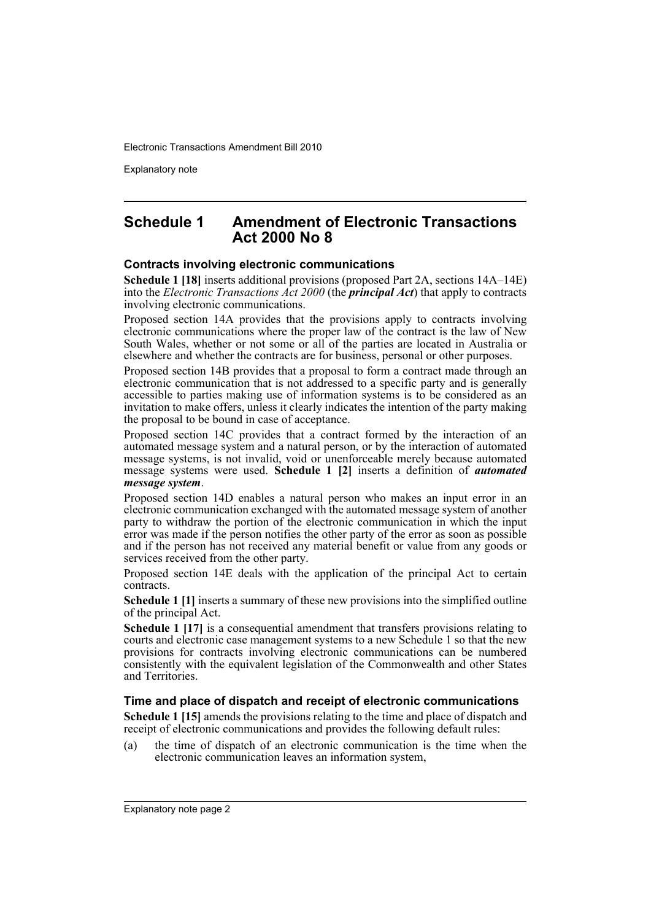## Schedule 1 Amendment of Electronic Transactions Act 2000 No 8

### Contracts involving electronic communications

**Schedule 1 [18]** inserts additional provisions (proposed Part 2A, sections 14A–14E) into the *Electronic Transactions Act 2000* (the ***principal Act***) that apply to contracts involving electronic communications.

Proposed section 14A provides that the provisions apply to contracts involving electronic communications where the proper law of the contract is the law of New South Wales, whether or not some or all of the parties are located in Australia or elsewhere and whether the contracts are for business, personal or other purposes.

Proposed section 14B provides that a proposal to form a contract made through an electronic communication that is not addressed to a specific party and is generally accessible to parties making use of information systems is to be considered as an invitation to make offers, unless it clearly indicates the intention of the party making the proposal to be bound in case of acceptance.

Proposed section 14C provides that a contract formed by the interaction of an automated message system and a natural person, or by the interaction of automated message systems, is not invalid, void or unenforceable merely because automated message systems were used. **Schedule 1 [2]** inserts a definition of ***automated message system***.

Proposed section 14D enables a natural person who makes an input error in an electronic communication exchanged with the automated message system of another party to withdraw the portion of the electronic communication in which the input error was made if the person notifies the other party of the error as soon as possible and if the person has not received any material benefit or value from any goods or services received from the other party.

Proposed section 14E deals with the application of the principal Act to certain contracts.

**Schedule 1 [1]** inserts a summary of these new provisions into the simplified outline of the principal Act.

**Schedule 1 [17]** is a consequential amendment that transfers provisions relating to courts and electronic case management systems to a new Schedule 1 so that the new provisions for contracts involving electronic communications can be numbered consistently with the equivalent legislation of the Commonwealth and other States and Territories.

### Time and place of dispatch and receipt of electronic communications

**Schedule 1 [15]** amends the provisions relating to the time and place of dispatch and receipt of electronic communications and provides the following default rules:

(a) the time of dispatch of an electronic communication is the time when the electronic communication leaves an information system,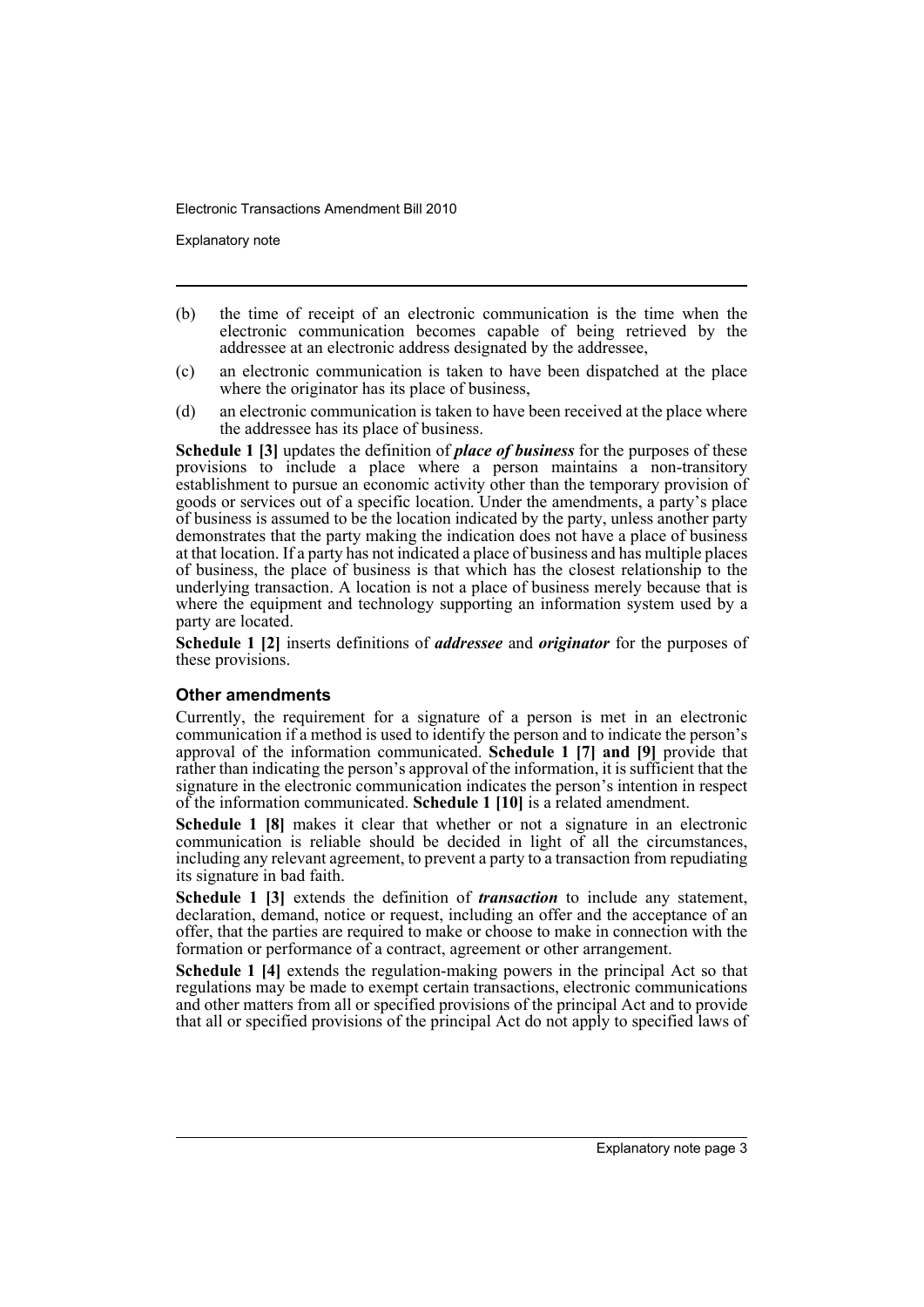- (b) the time of receipt of an electronic communication is the time when the electronic communication becomes capable of being retrieved by the addressee at an electronic address designated by the addressee,
- (c) an electronic communication is taken to have been dispatched at the place where the originator has its place of business,
- (d) an electronic communication is taken to have been received at the place where the addressee has its place of business.

**Schedule 1 [3]** updates the definition of ***place of business*** for the purposes of these provisions to include a place where a person maintains a non-transitory establishment to pursue an economic activity other than the temporary provision of goods or services out of a specific location. Under the amendments, a party's place of business is assumed to be the location indicated by the party, unless another party demonstrates that the party making the indication does not have a place of business at that location. If a party has not indicated a place of business and has multiple places of business, the place of business is that which has the closest relationship to the underlying transaction. A location is not a place of business merely because that is where the equipment and technology supporting an information system used by a party are located.

**Schedule 1 [2]** inserts definitions of ***addressee*** and ***originator*** for the purposes of these provisions.

### Other amendments

Currently, the requirement for a signature of a person is met in an electronic communication if a method is used to identify the person and to indicate the person's approval of the information communicated. **Schedule 1 [7] and [9]** provide that rather than indicating the person's approval of the information, it is sufficient that the signature in the electronic communication indicates the person's intention in respect of the information communicated. **Schedule 1 [10]** is a related amendment.

**Schedule 1 [8]** makes it clear that whether or not a signature in an electronic communication is reliable should be decided in light of all the circumstances, including any relevant agreement, to prevent a party to a transaction from repudiating its signature in bad faith.

**Schedule 1 [3]** extends the definition of ***transaction*** to include any statement, declaration, demand, notice or request, including an offer and the acceptance of an offer, that the parties are required to make or choose to make in connection with the formation or performance of a contract, agreement or other arrangement.

**Schedule 1 [4]** extends the regulation-making powers in the principal Act so that regulations may be made to exempt certain transactions, electronic communications and other matters from all or specified provisions of the principal Act and to provide that all or specified provisions of the principal Act do not apply to specified laws of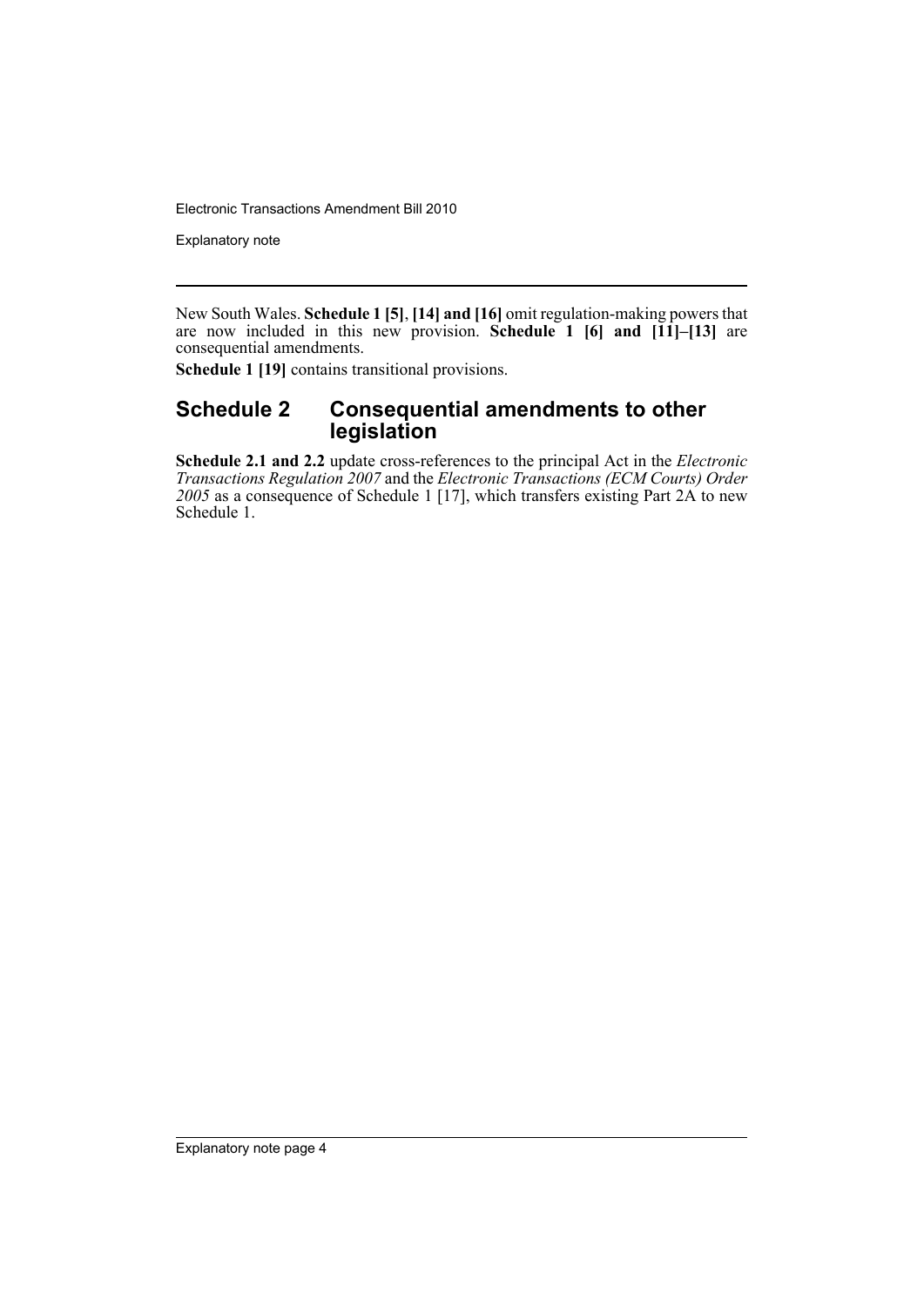New South Wales. **Schedule 1 [5]**, **[14] and [16]** omit regulation-making powers that are now included in this new provision. **Schedule 1 [6] and [11]–[13]** are consequential amendments.

**Schedule 1 [19]** contains transitional provisions.

## Schedule 2 Consequential amendments to other legislation

**Schedule 2.1 and 2.2** update cross-references to the principal Act in the *Electronic Transactions Regulation 2007* and the *Electronic Transactions (ECM Courts) Order 2005* as a consequence of Schedule 1 [17], which transfers existing Part 2A to new Schedule 1.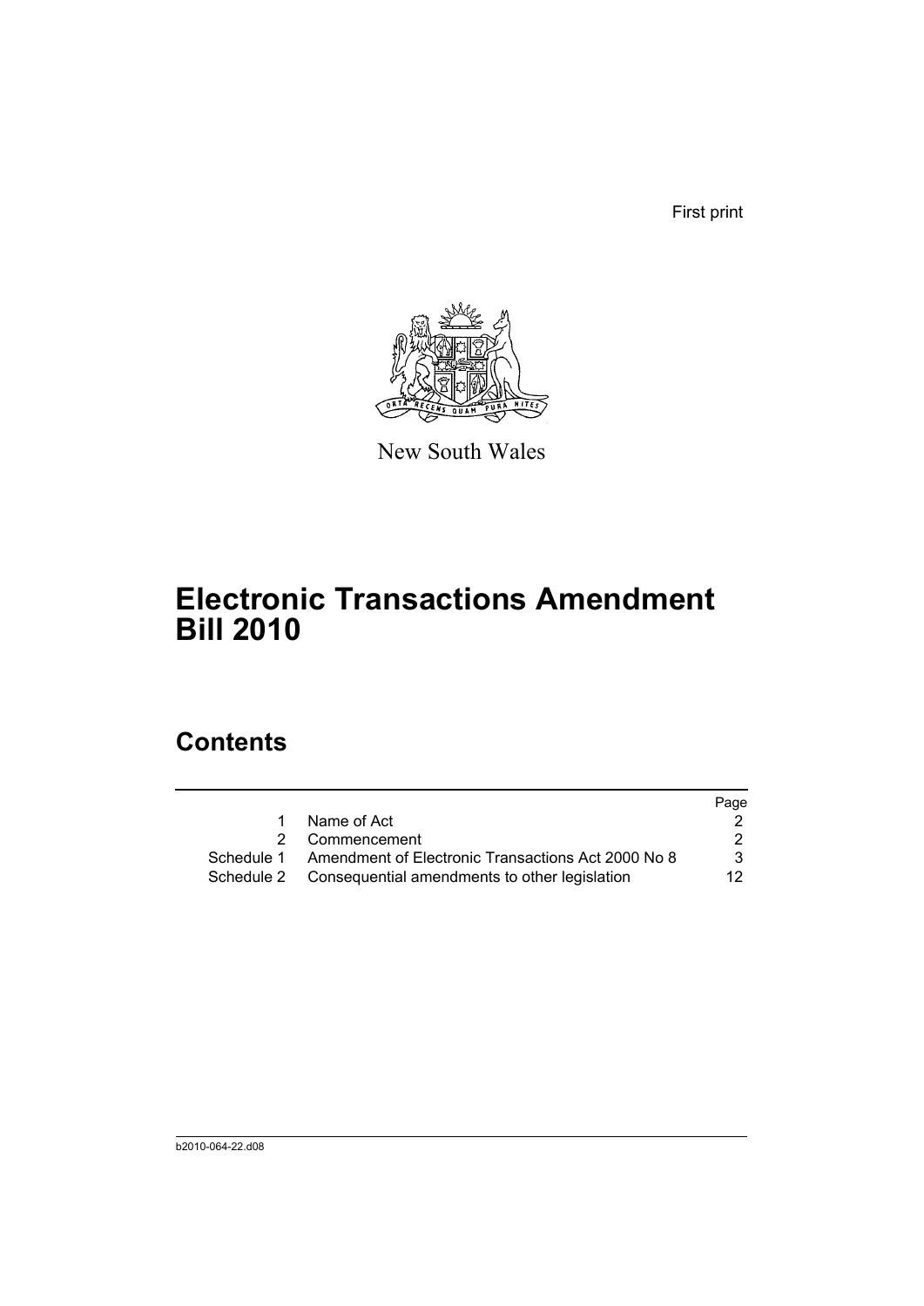First print

New South Wales

# Electronic Transactions Amendment Bill 2010

## Contents

| | | Page |
|---|---|---|
| 1 | Name of Act | 2 |
| 2 | Commencement | 2 |
| Schedule 1 | Amendment of Electronic Transactions Act 2000 No 8 | 3 |
| Schedule 2 | Consequential amendments to other legislation | 12 |

b2010-064-22.d08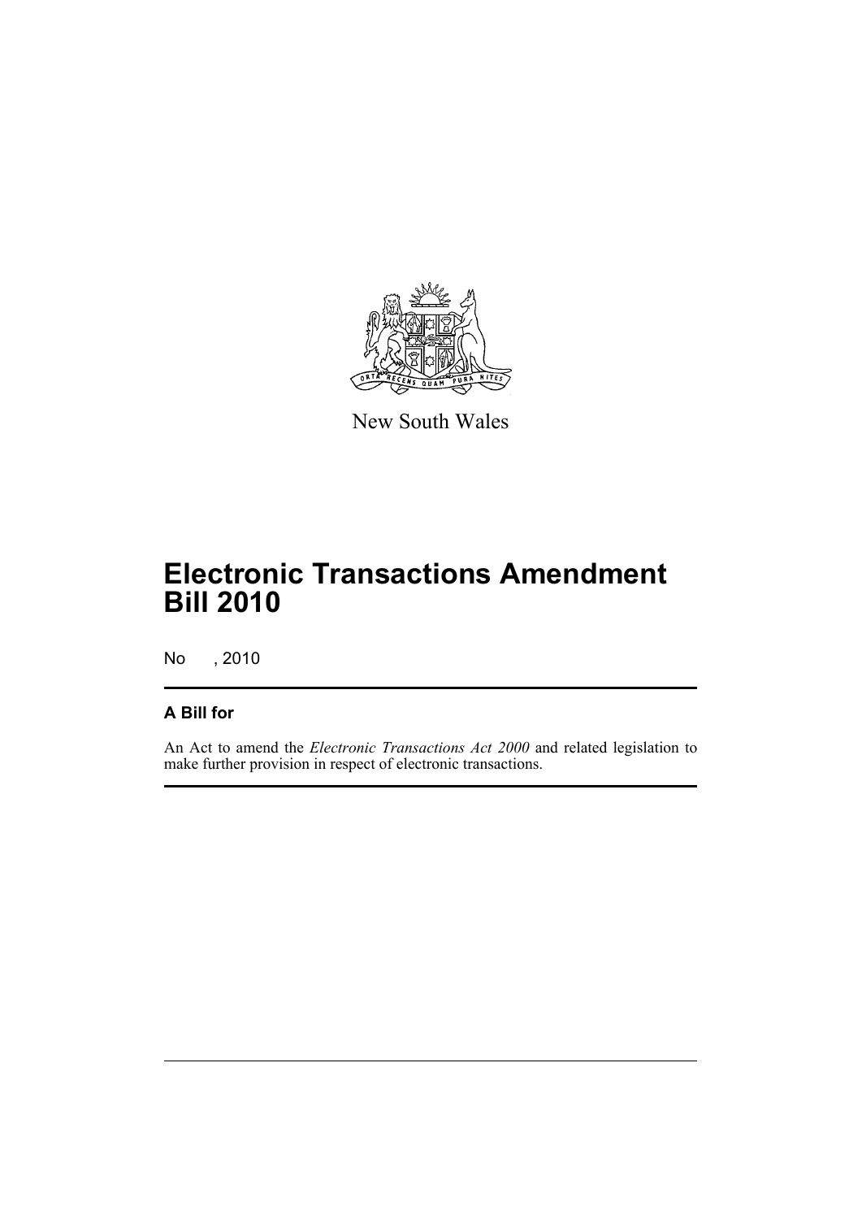New South Wales

# Electronic Transactions Amendment Bill 2010

No , 2010

## A Bill for

An Act to amend the *Electronic Transactions Act 2000* and related legislation to make further provision in respect of electronic transactions.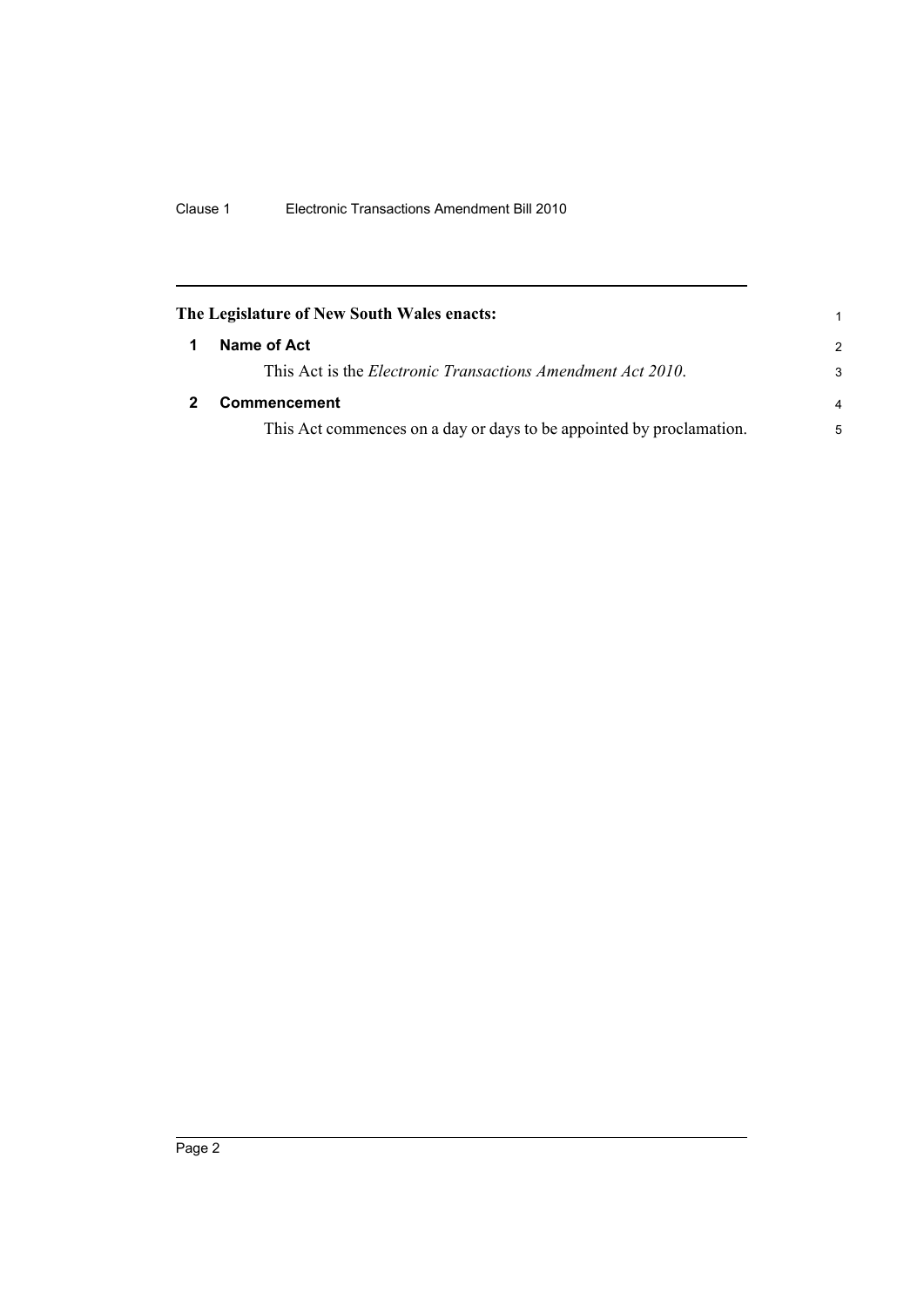**The Legislature of New South Wales enacts:**

## 1 Name of Act

This Act is the *Electronic Transactions Amendment Act 2010*.

## 2 Commencement

This Act commences on a day or days to be appointed by proclamation.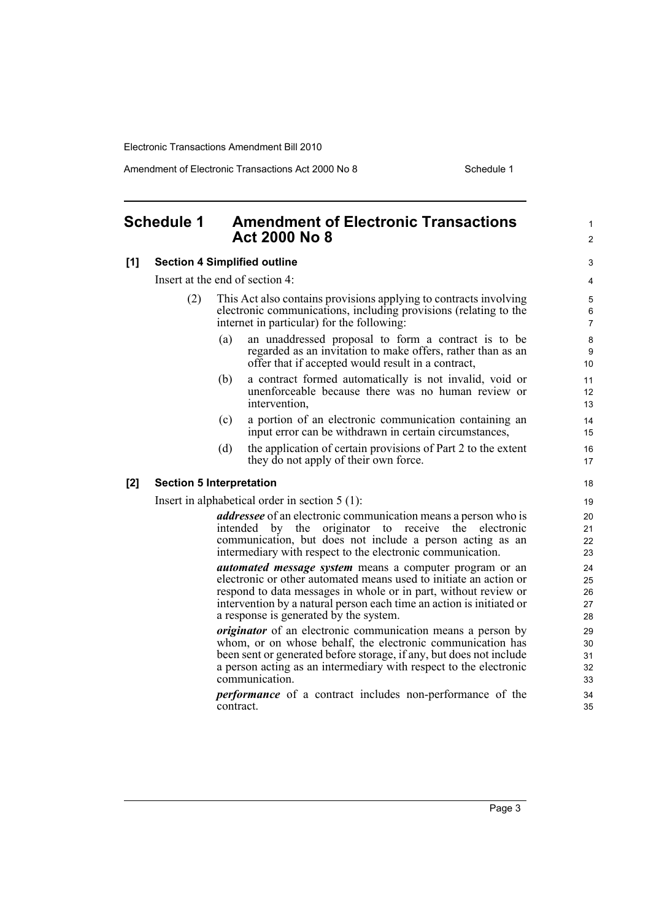## Schedule 1 Amendment of Electronic Transactions Act 2000 No 8

**[1] Section 4 Simplified outline**

Insert at the end of section 4:

(2) This Act also contains provisions applying to contracts involving electronic communications, including provisions (relating to the internet in particular) for the following:

(a) an unaddressed proposal to form a contract is to be regarded as an invitation to make offers, rather than as an offer that if accepted would result in a contract,

(b) a contract formed automatically is not invalid, void or unenforceable because there was no human review or intervention,

(c) a portion of an electronic communication containing an input error can be withdrawn in certain circumstances,

(d) the application of certain provisions of Part 2 to the extent they do not apply of their own force.

**[2] Section 5 Interpretation**

Insert in alphabetical order in section 5 (1):

***addressee*** of an electronic communication means a person who is intended by the originator to receive the electronic communication, but does not include a person acting as an intermediary with respect to the electronic communication.

***automated message system*** means a computer program or an electronic or other automated means used to initiate an action or respond to data messages in whole or in part, without review or intervention by a natural person each time an action is initiated or a response is generated by the system.

***originator*** of an electronic communication means a person by whom, or on whose behalf, the electronic communication has been sent or generated before storage, if any, but does not include a person acting as an intermediary with respect to the electronic communication.

***performance*** of a contract includes non-performance of the contract.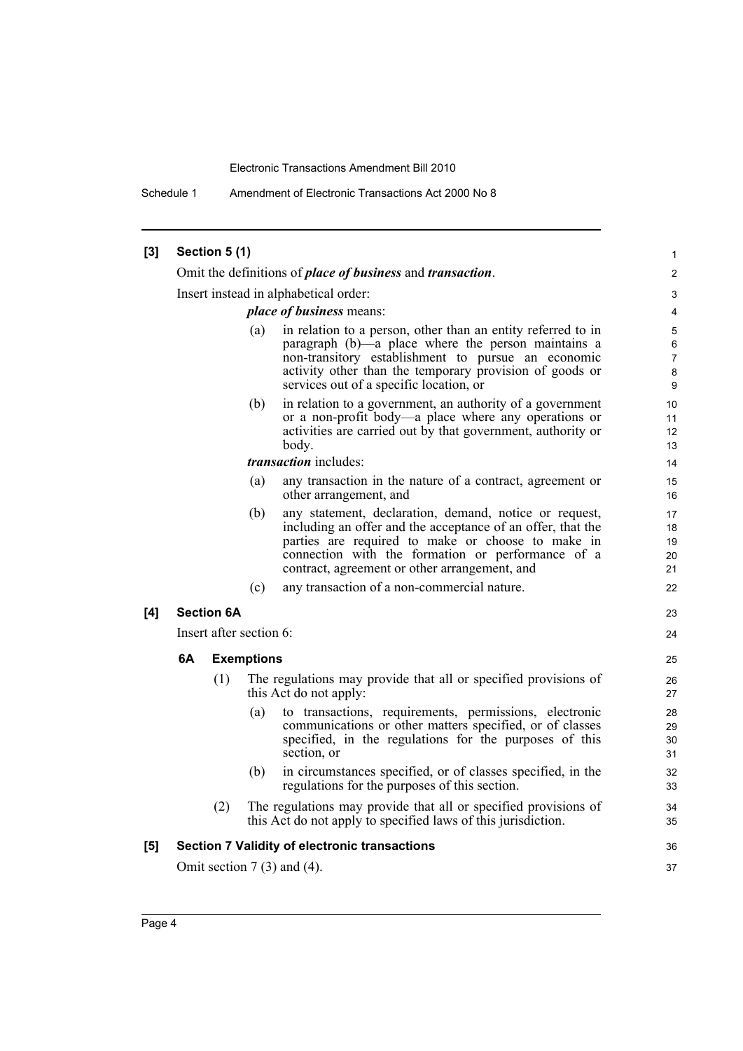**[3] Section 5 (1)**

Omit the definitions of ***place of business*** and ***transaction***.

Insert instead in alphabetical order:

***place of business*** means:

(a) in relation to a person, other than an entity referred to in paragraph (b)—a place where the person maintains a non-transitory establishment to pursue an economic activity other than the temporary provision of goods or services out of a specific location, or

(b) in relation to a government, an authority of a government or a non-profit body—a place where any operations or activities are carried out by that government, authority or body.

***transaction*** includes:

(a) any transaction in the nature of a contract, agreement or other arrangement, and

(b) any statement, declaration, demand, notice or request, including an offer and the acceptance of an offer, that the parties are required to make or choose to make in connection with the formation or performance of a contract, agreement or other arrangement, and

(c) any transaction of a non-commercial nature.

**[4] Section 6A**

Insert after section 6:

**6A Exemptions**

(1) The regulations may provide that all or specified provisions of this Act do not apply:

(a) to transactions, requirements, permissions, electronic communications or other matters specified, or of classes specified, in the regulations for the purposes of this section, or

(b) in circumstances specified, or of classes specified, in the regulations for the purposes of this section.

(2) The regulations may provide that all or specified provisions of this Act do not apply to specified laws of this jurisdiction.

**[5] Section 7 Validity of electronic transactions**

Omit section 7 (3) and (4).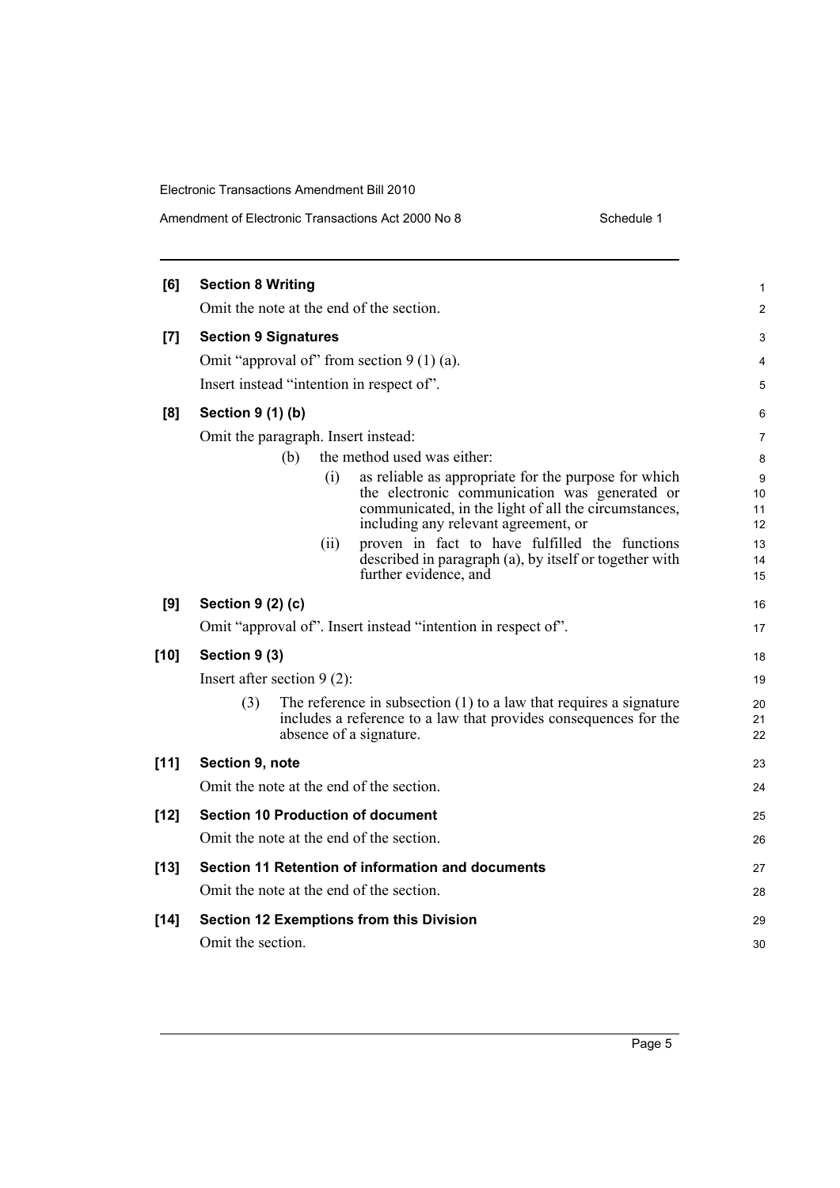**[6] Section 8 Writing**

Omit the note at the end of the section.

**[7] Section 9 Signatures**

Omit "approval of" from section 9 (1) (a).

Insert instead "intention in respect of".

**[8] Section 9 (1) (b)**

Omit the paragraph. Insert instead:

> (b) the method used was either:
>
> > (i) as reliable as appropriate for the purpose for which the electronic communication was generated or communicated, in the light of all the circumstances, including any relevant agreement, or
> >
> > (ii) proven in fact to have fulfilled the functions described in paragraph (a), by itself or together with further evidence, and

**[9] Section 9 (2) (c)**

Omit "approval of". Insert instead "intention in respect of".

**[10] Section 9 (3)**

Insert after section 9 (2):

> (3) The reference in subsection (1) to a law that requires a signature includes a reference to a law that provides consequences for the absence of a signature.

**[11] Section 9, note**

Omit the note at the end of the section.

**[12] Section 10 Production of document**

Omit the note at the end of the section.

**[13] Section 11 Retention of information and documents**

Omit the note at the end of the section.

**[14] Section 12 Exemptions from this Division**

Omit the section.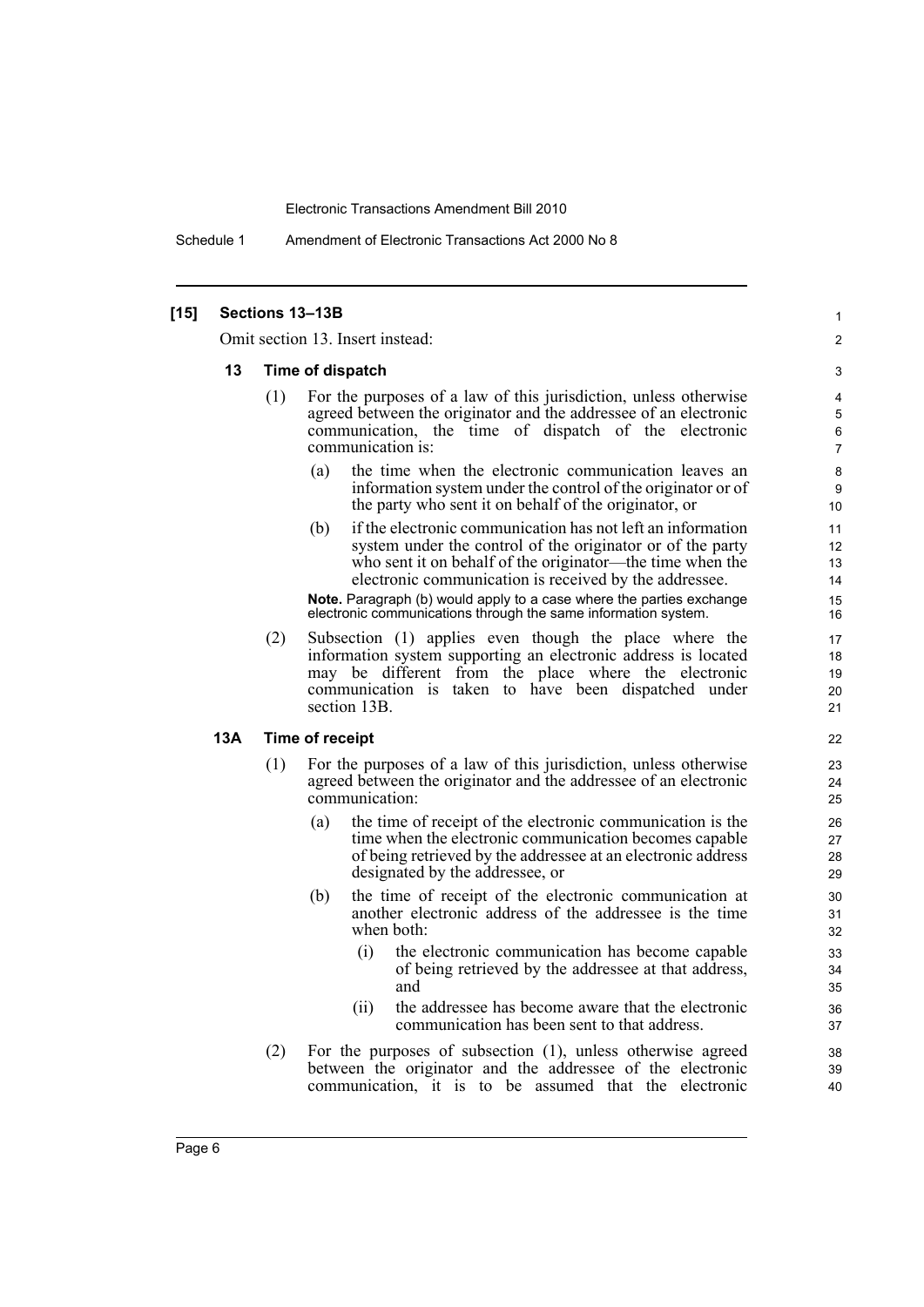## [15] Sections 13–13B

Omit section 13. Insert instead:

### 13 Time of dispatch

(1) For the purposes of a law of this jurisdiction, unless otherwise agreed between the originator and the addressee of an electronic communication, the time of dispatch of the electronic communication is:

(a) the time when the electronic communication leaves an information system under the control of the originator or of the party who sent it on behalf of the originator, or

(b) if the electronic communication has not left an information system under the control of the originator or of the party who sent it on behalf of the originator—the time when the electronic communication is received by the addressee.

**Note.** Paragraph (b) would apply to a case where the parties exchange electronic communications through the same information system.

(2) Subsection (1) applies even though the place where the information system supporting an electronic address is located may be different from the place where the electronic communication is taken to have been dispatched under section 13B.

### 13A Time of receipt

(1) For the purposes of a law of this jurisdiction, unless otherwise agreed between the originator and the addressee of an electronic communication:

(a) the time of receipt of the electronic communication is the time when the electronic communication becomes capable of being retrieved by the addressee at an electronic address designated by the addressee, or

(b) the time of receipt of the electronic communication at another electronic address of the addressee is the time when both:

(i) the electronic communication has become capable of being retrieved by the addressee at that address, and

(ii) the addressee has become aware that the electronic communication has been sent to that address.

(2) For the purposes of subsection (1), unless otherwise agreed between the originator and the addressee of the electronic communication, it is to be assumed that the electronic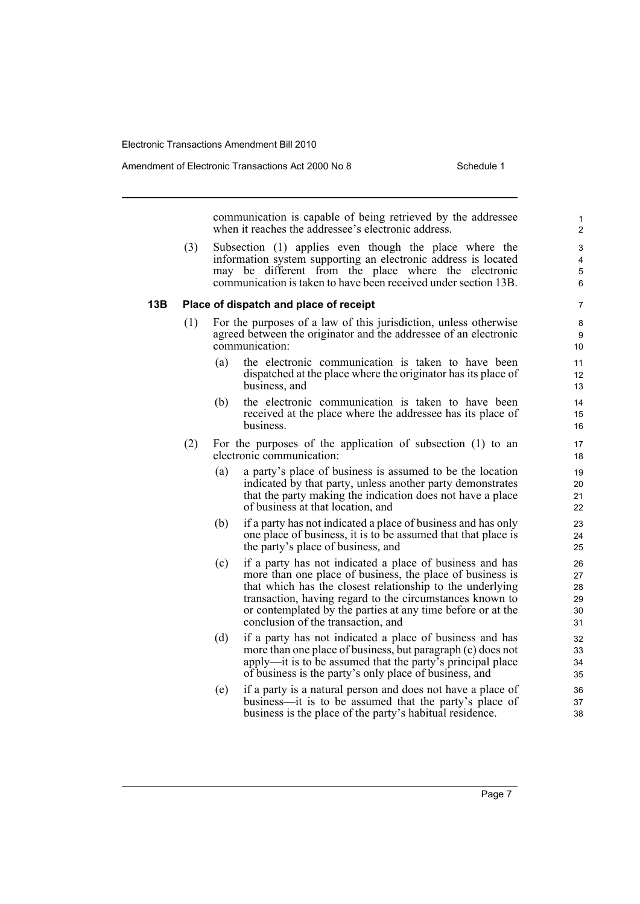communication is capable of being retrieved by the addressee when it reaches the addressee's electronic address.

(3) Subsection (1) applies even though the place where the information system supporting an electronic address is located may be different from the place where the electronic communication is taken to have been received under section 13B.

**13B Place of dispatch and place of receipt**

(1) For the purposes of a law of this jurisdiction, unless otherwise agreed between the originator and the addressee of an electronic communication:

(a) the electronic communication is taken to have been dispatched at the place where the originator has its place of business, and

(b) the electronic communication is taken to have been received at the place where the addressee has its place of business.

(2) For the purposes of the application of subsection (1) to an electronic communication:

(a) a party's place of business is assumed to be the location indicated by that party, unless another party demonstrates that the party making the indication does not have a place of business at that location, and

(b) if a party has not indicated a place of business and has only one place of business, it is to be assumed that that place is the party's place of business, and

(c) if a party has not indicated a place of business and has more than one place of business, the place of business is that which has the closest relationship to the underlying transaction, having regard to the circumstances known to or contemplated by the parties at any time before or at the conclusion of the transaction, and

(d) if a party has not indicated a place of business and has more than one place of business, but paragraph (c) does not apply—it is to be assumed that the party's principal place of business is the party's only place of business, and

(e) if a party is a natural person and does not have a place of business—it is to be assumed that the party's place of business is the place of the party's habitual residence.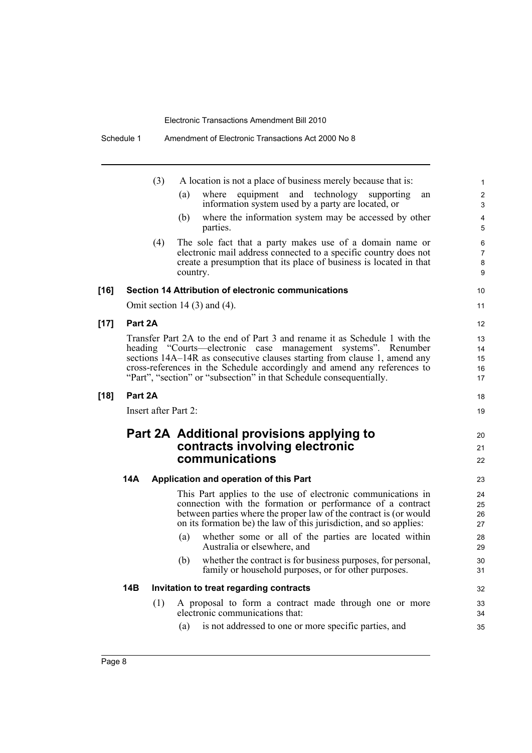(3) A location is not a place of business merely because that is:

(a) where equipment and technology supporting an information system used by a party are located, or

(b) where the information system may be accessed by other parties.

(4) The sole fact that a party makes use of a domain name or electronic mail address connected to a specific country does not create a presumption that its place of business is located in that country.

**[16] Section 14 Attribution of electronic communications**

Omit section 14 (3) and (4).

**[17] Part 2A**

Transfer Part 2A to the end of Part 3 and rename it as Schedule 1 with the heading "Courts—electronic case management systems". Renumber sections 14A–14R as consecutive clauses starting from clause 1, amend any cross-references in the Schedule accordingly and amend any references to "Part", "section" or "subsection" in that Schedule consequentially.

**[18] Part 2A**

Insert after Part 2:

# Part 2A Additional provisions applying to contracts involving electronic communications

**14A Application and operation of this Part**

This Part applies to the use of electronic communications in connection with the formation or performance of a contract between parties where the proper law of the contract is (or would on its formation be) the law of this jurisdiction, and so applies:

(a) whether some or all of the parties are located within Australia or elsewhere, and

(b) whether the contract is for business purposes, for personal, family or household purposes, or for other purposes.

**14B Invitation to treat regarding contracts**

(1) A proposal to form a contract made through one or more electronic communications that:

(a) is not addressed to one or more specific parties, and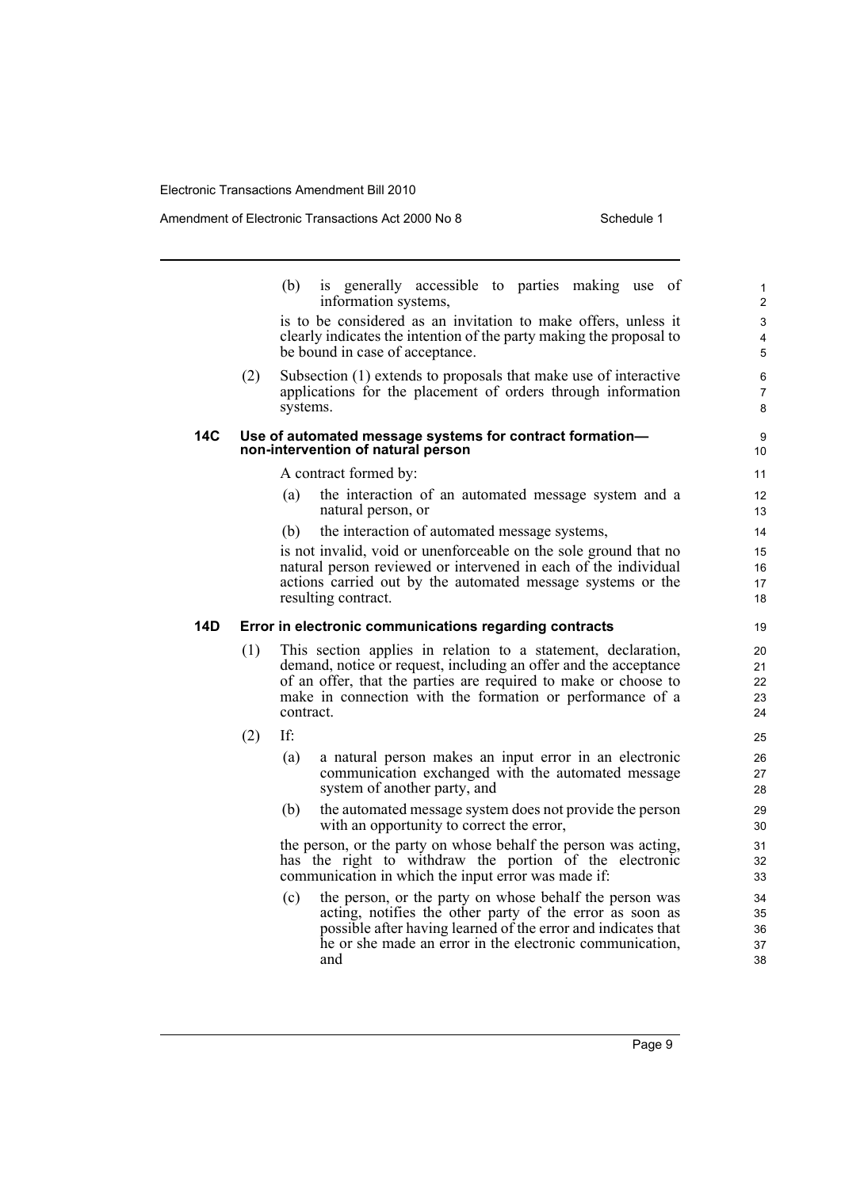(b) is generally accessible to parties making use of information systems,

is to be considered as an invitation to make offers, unless it clearly indicates the intention of the party making the proposal to be bound in case of acceptance.

(2) Subsection (1) extends to proposals that make use of interactive applications for the placement of orders through information systems.

### 14C Use of automated message systems for contract formation—non-intervention of natural person

A contract formed by:

(a) the interaction of an automated message system and a natural person, or

(b) the interaction of automated message systems,

is not invalid, void or unenforceable on the sole ground that no natural person reviewed or intervened in each of the individual actions carried out by the automated message systems or the resulting contract.

### 14D Error in electronic communications regarding contracts

(1) This section applies in relation to a statement, declaration, demand, notice or request, including an offer and the acceptance of an offer, that the parties are required to make or choose to make in connection with the formation or performance of a contract.

(2) If:

(a) a natural person makes an input error in an electronic communication exchanged with the automated message system of another party, and

(b) the automated message system does not provide the person with an opportunity to correct the error,

the person, or the party on whose behalf the person was acting, has the right to withdraw the portion of the electronic communication in which the input error was made if:

(c) the person, or the party on whose behalf the person was acting, notifies the other party of the error as soon as possible after having learned of the error and indicates that he or she made an error in the electronic communication, and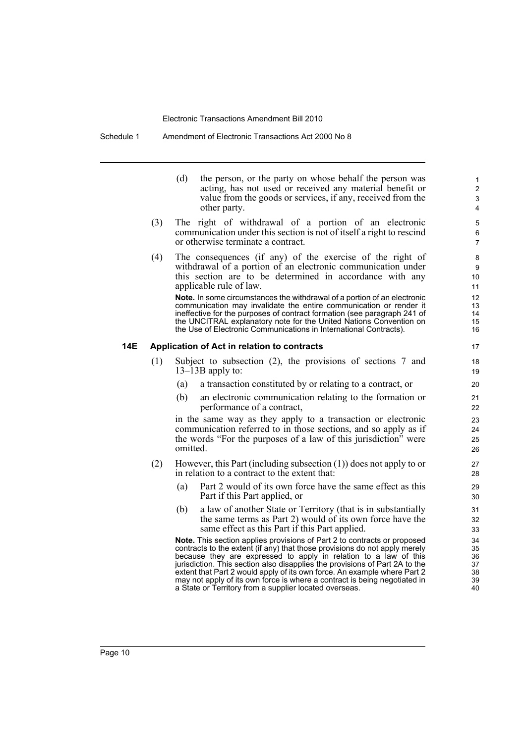(d) the person, or the party on whose behalf the person was acting, has not used or received any material benefit or value from the goods or services, if any, received from the other party.

(3) The right of withdrawal of a portion of an electronic communication under this section is not of itself a right to rescind or otherwise terminate a contract.

(4) The consequences (if any) of the exercise of the right of withdrawal of a portion of an electronic communication under this section are to be determined in accordance with any applicable rule of law.

**Note.** In some circumstances the withdrawal of a portion of an electronic communication may invalidate the entire communication or render it ineffective for the purposes of contract formation (see paragraph 241 of the UNCITRAL explanatory note for the United Nations Convention on the Use of Electronic Communications in International Contracts).

### 14E Application of Act in relation to contracts

(1) Subject to subsection (2), the provisions of sections 7 and 13–13B apply to:

- (a) a transaction constituted by or relating to a contract, or
- (b) an electronic communication relating to the formation or performance of a contract,

in the same way as they apply to a transaction or electronic communication referred to in those sections, and so apply as if the words "For the purposes of a law of this jurisdiction" were omitted.

(2) However, this Part (including subsection (1)) does not apply to or in relation to a contract to the extent that:

- (a) Part 2 would of its own force have the same effect as this Part if this Part applied, or
- (b) a law of another State or Territory (that is in substantially the same terms as Part 2) would of its own force have the same effect as this Part if this Part applied.

**Note.** This section applies provisions of Part 2 to contracts or proposed contracts to the extent (if any) that those provisions do not apply merely because they are expressed to apply in relation to a law of this jurisdiction. This section also disapplies the provisions of Part 2A to the extent that Part 2 would apply of its own force. An example where Part 2 may not apply of its own force is where a contract is being negotiated in a State or Territory from a supplier located overseas.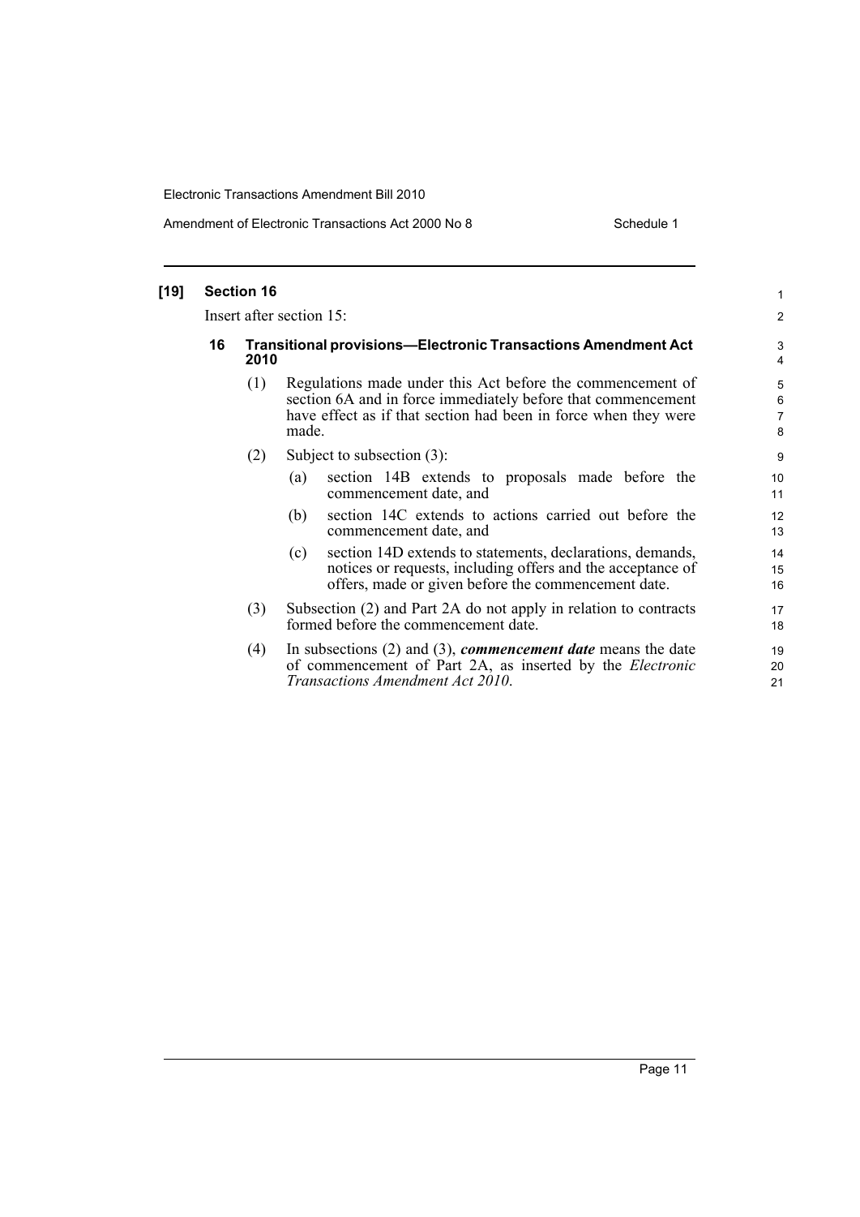**[19] Section 16**

Insert after section 15:

**16 Transitional provisions—Electronic Transactions Amendment Act 2010**

(1) Regulations made under this Act before the commencement of section 6A and in force immediately before that commencement have effect as if that section had been in force when they were made.

(2) Subject to subsection (3):

(a) section 14B extends to proposals made before the commencement date, and

(b) section 14C extends to actions carried out before the commencement date, and

(c) section 14D extends to statements, declarations, demands, notices or requests, including offers and the acceptance of offers, made or given before the commencement date.

(3) Subsection (2) and Part 2A do not apply in relation to contracts formed before the commencement date.

(4) In subsections (2) and (3), ***commencement date*** means the date of commencement of Part 2A, as inserted by the *Electronic Transactions Amendment Act 2010*.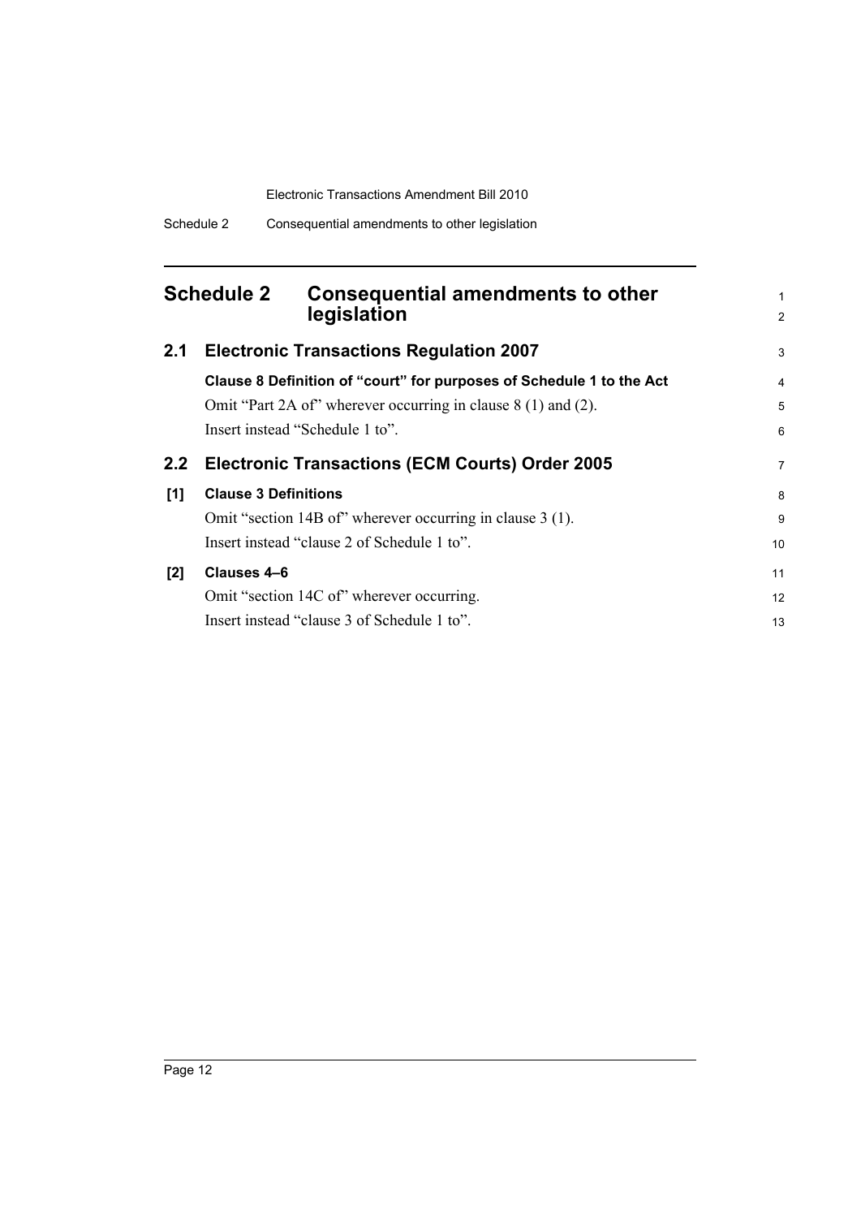# Schedule 2 Consequential amendments to other legislation

## 2.1 Electronic Transactions Regulation 2007

**Clause 8 Definition of "court" for purposes of Schedule 1 to the Act**

Omit "Part 2A of" wherever occurring in clause 8 (1) and (2).

Insert instead "Schedule 1 to".

## 2.2 Electronic Transactions (ECM Courts) Order 2005

**[1] Clause 3 Definitions**

Omit "section 14B of" wherever occurring in clause 3 (1).

Insert instead "clause 2 of Schedule 1 to".

**[2] Clauses 4–6**

Omit "section 14C of" wherever occurring.

Insert instead "clause 3 of Schedule 1 to".